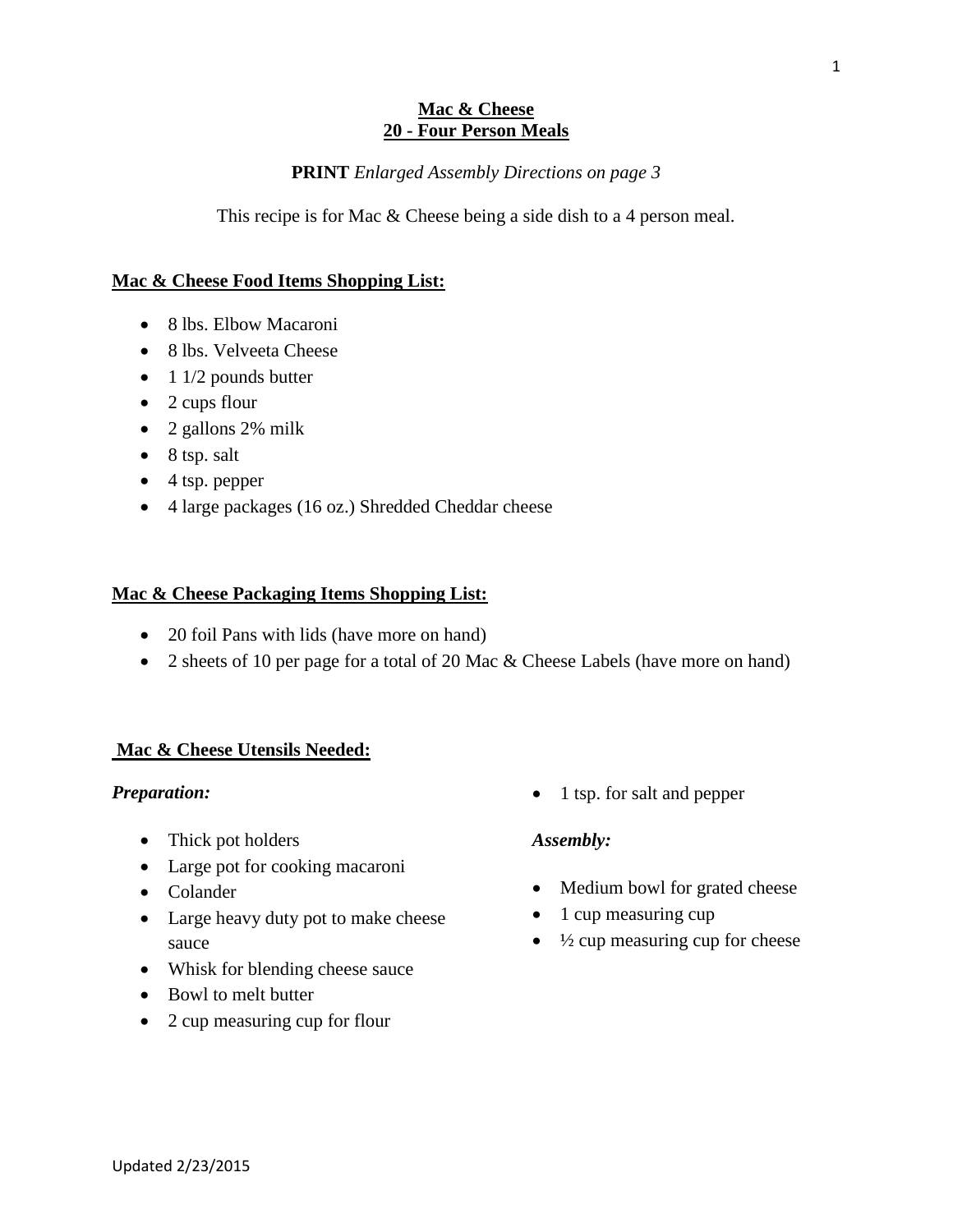# Mac & Cheese
## 20 - Four Person Meals

**PRINT** *Enlarged Assembly Directions on page 3*

This recipe is for Mac & Cheese being a side dish to a 4 person meal.

### Mac & Cheese Food Items Shopping List:

- 8 lbs. Elbow Macaroni
- 8 lbs. Velveeta Cheese
- 1 1/2 pounds butter
- 2 cups flour
- 2 gallons 2% milk
- 8 tsp. salt
- 4 tsp. pepper
- 4 large packages (16 oz.) Shredded Cheddar cheese

### Mac & Cheese Packaging Items Shopping List:

- 20 foil Pans with lids (have more on hand)
- 2 sheets of 10 per page for a total of 20 Mac & Cheese Labels (have more on hand)

### Mac & Cheese Utensils Needed:

***Preparation:***

- Thick pot holders
- Large pot for cooking macaroni
- Colander
- Large heavy duty pot to make cheese sauce
- Whisk for blending cheese sauce
- Bowl to melt butter
- 2 cup measuring cup for flour
- 1 tsp. for salt and pepper

***Assembly:***

- Medium bowl for grated cheese
- 1 cup measuring cup
- ½ cup measuring cup for cheese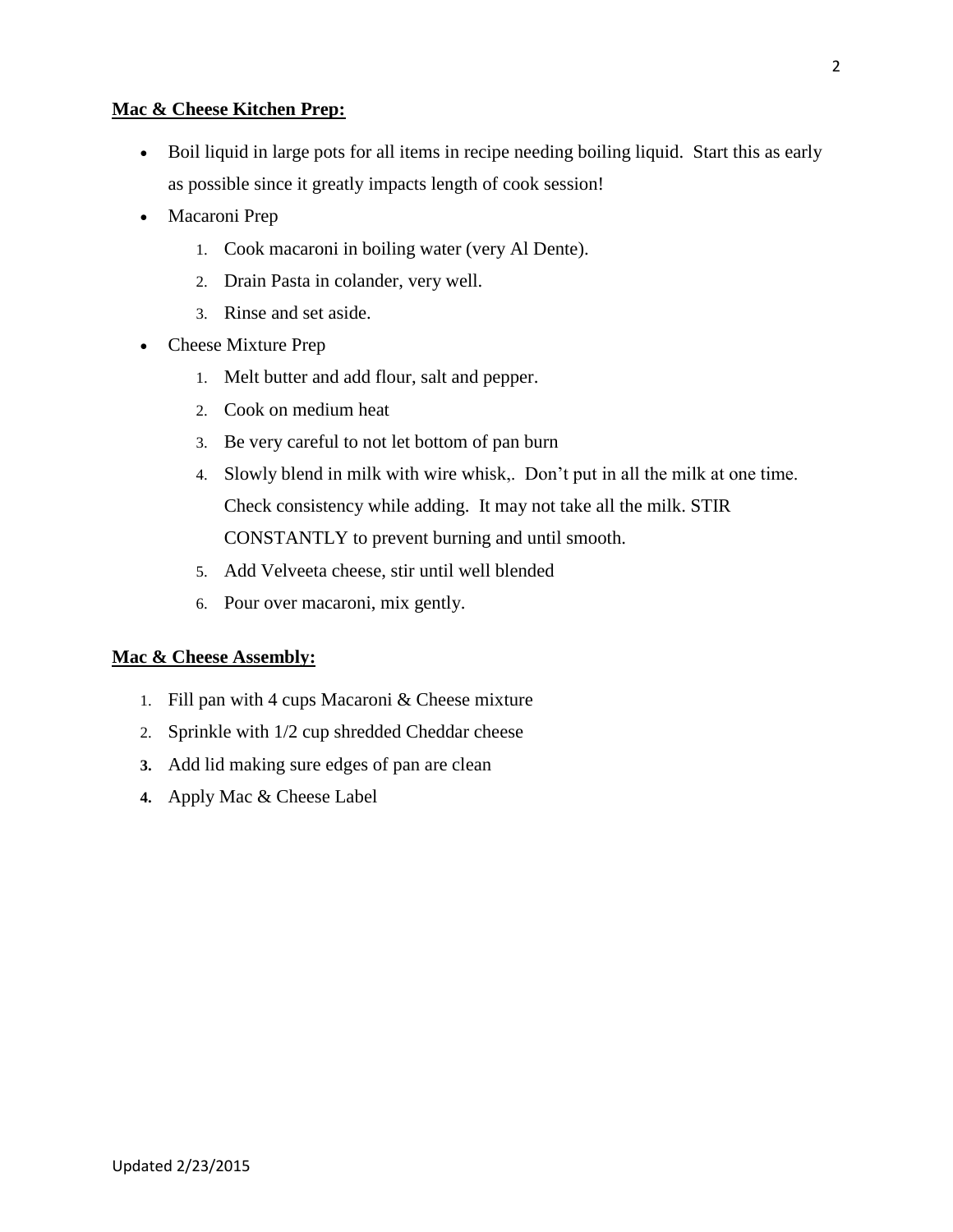**Mac & Cheese Kitchen Prep:**

- Boil liquid in large pots for all items in recipe needing boiling liquid. Start this as early as possible since it greatly impacts length of cook session!
- Macaroni Prep
    1. Cook macaroni in boiling water (very Al Dente).
    2. Drain Pasta in colander, very well.
    3. Rinse and set aside.
- Cheese Mixture Prep
    1. Melt butter and add flour, salt and pepper.
    2. Cook on medium heat
    3. Be very careful to not let bottom of pan burn
    4. Slowly blend in milk with wire whisk,. Don't put in all the milk at one time. Check consistency while adding. It may not take all the milk. STIR CONSTANTLY to prevent burning and until smooth.
    5. Add Velveeta cheese, stir until well blended
    6. Pour over macaroni, mix gently.

**Mac & Cheese Assembly:**

1. Fill pan with 4 cups Macaroni & Cheese mixture
2. Sprinkle with 1/2 cup shredded Cheddar cheese
3. Add lid making sure edges of pan are clean
4. Apply Mac & Cheese Label

Updated 2/23/2015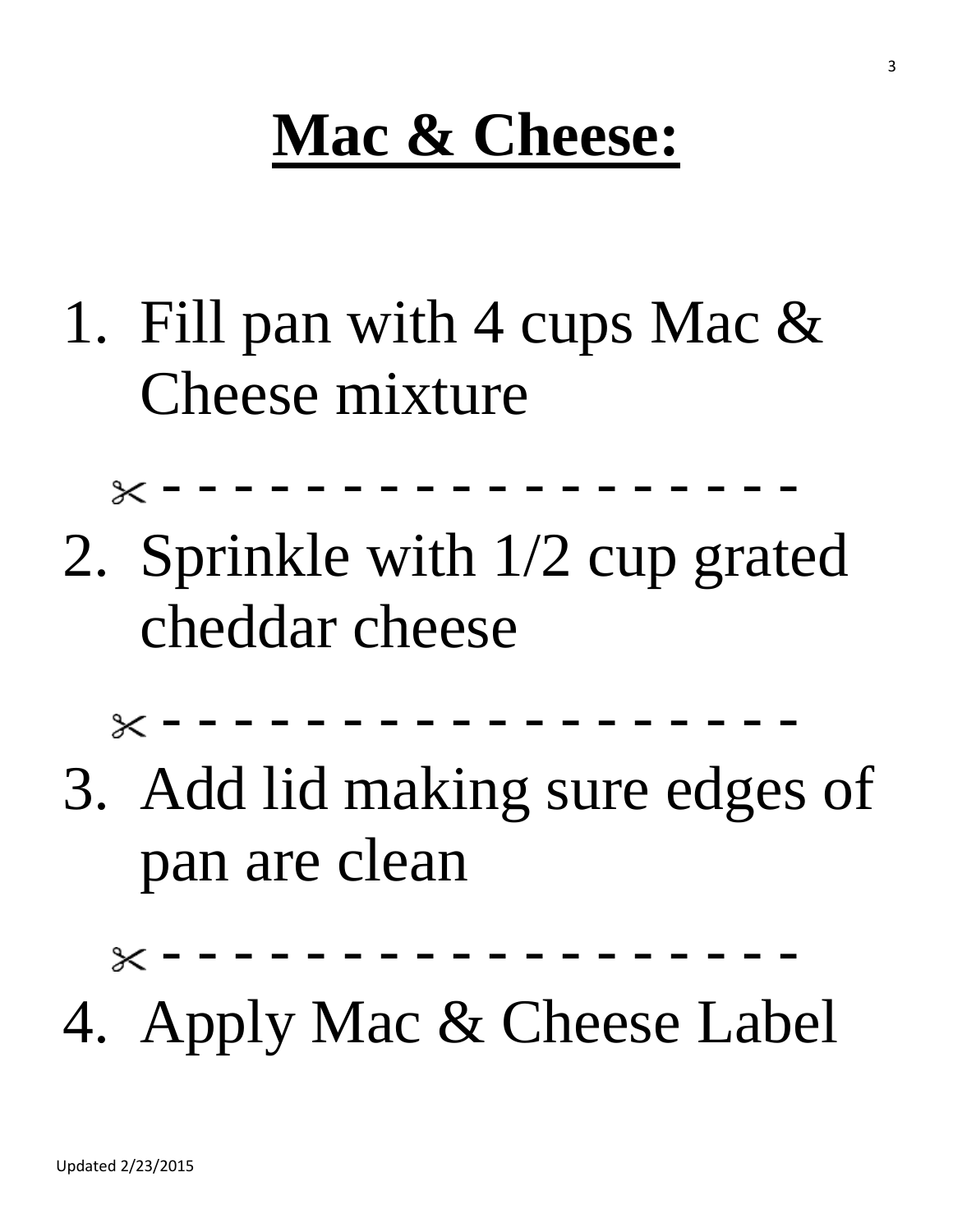# **Mac & Cheese:**

1. Fill pan with 4 cups Mac & Cheese mixture

✂ - - - - - - - - - - - - - - - - - - - -

2. Sprinkle with 1/2 cup grated cheddar cheese

✂ - - - - - - - - - - - - - - - - - - - -

3. Add lid making sure edges of pan are clean

✂ - - - - - - - - - - - - - - - - - - - -

4. Apply Mac & Cheese Label

Updated 2/23/2015